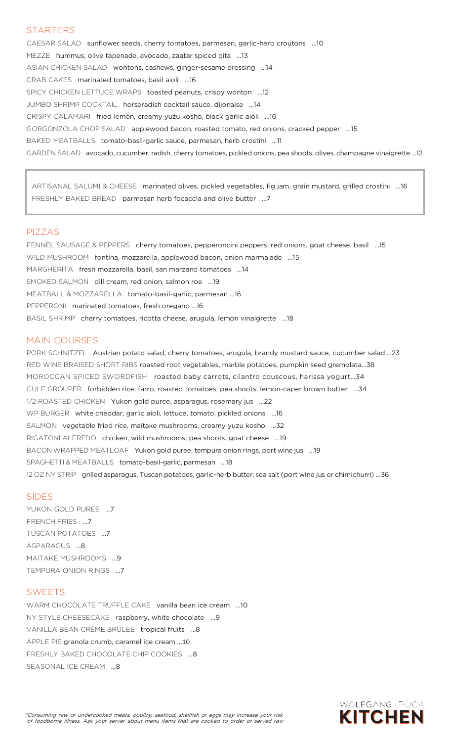## STARTERS

CAESAR SALAD sunflower seeds, cherry tomatoes, parmesan, garlic-herb croutons ...10

MEZZE hummus, olive tapenade, avocado, zaatar spiced pita ...13

ASIAN CHICKEN SALAD wontons, cashews, ginger-sesame dressing ...14

CRAB CAKES marinated tomatoes, basil aioli ...16

SPICY CHICKEN LETTUCE WRAPS toasted peanuts, crispy wonton ...12

JUMBO SHRIMP COCKTAIL horseradish cocktail sauce, dijonaise ...14

CRISPY CALAMARI fried lemon, creamy yuzu kosho, black garlic aioli ...16

GORGONZOLA CHOP SALAD applewood bacon, roasted tomato, red onions, cracked pepper ...15

BAKED MEATBALLS tomato-basil-garlic sauce, parmesan, herb crostini ...11

GARDEN SALAD avocado, cucumber, radish, cherry tomatoes, pickled onions, pea shoots, olives, champagne vinaigrette ...12

ARTISANAL SALUMI & CHEESE marinated olives, pickled vegetables, fig jam, grain mustard, grilled crostini ...16

FRESHLY BAKED BREAD parmesan herb focaccia and olive butter ...7

## PIZZAS

FENNEL SAUSAGE & PEPPERS cherry tomatoes, pepperoncini peppers, red onions, goat cheese, basil ...15

WILD MUSHROOM fontina, mozzarella, applewood bacon, onion marmalade ...15

MARGHERITA fresh mozzarella, basil, san marzano tomatoes ...14

SMOKED SALMON dill cream, red onion, salmon roe ...19

MEATBALL & MOZZARELLA tomato-basil-garlic, parmesan ...16

PEPPERONI marinated tomatoes, fresh oregano ...16

BASIL SHRIMP cherry tomatoes, ricotta cheese, arugula, lemon vinaigrette ...18

## MAIN COURSES

PORK SCHNITZEL Austrian potato salad, cherry tomatoes, arugula, brandy mustard sauce, cucumber salad ...23

RED WINE BRAISED SHORT RIBS roasted root vegetables, marble potatoes, pumpkin seed gremolata...38

MOROCCAN SPICED SWORDFISH roasted baby carrots, cilantro couscous, harissa yogurt...34

GULF GROUPER forbidden rice, farro, roasted tomatoes, pea shoots, lemon-caper brown butter ...34

1/2 ROASTED CHICKEN Yukon gold puree, asparagus, rosemary jus ...22

WP BURGER white cheddar, garlic aioli, lettuce, tomato, pickled onions ...16

SALMON vegetable fried rice, maitake mushrooms, creamy yuzu kosho ...32

RIGATONI ALFREDO chicken, wild mushrooms, pea shoots, goat cheese ...19

BACON WRAPPED MEATLOAF Yukon gold puree, tempura onion rings, port wine jus ...19

SPAGHETTI & MEATBALLS tomato-basil-garlic, parmesan ...18

12 OZ NY STRIP grilled asparagus, Tuscan potatoes, garlic-herb butter, sea salt (port wine jus or chimichurri) ...36

## SIDES

YUKON GOLD PUREE ...7

FRENCH FRIES ...7

TUSCAN POTATOES ...7

ASPARAGUS ...8

MAITAKE MUSHROOMS ...9

TEMPURA ONION RINGS ...7

## SWEETS

WARM CHOCOLATE TRUFFLE CAKE vanilla bean ice cream ...10

NY STYLE CHEESECAKE raspberry, white chocolate ...9

VANILLA BEAN CRÈME BRULEE tropical fruits ...8

APPLE PIE granola crumb, caramel ice cream ...10

FRESHLY BAKED CHOCOLATE CHIP COOKIES ...8

SEASONAL ICE CREAM ...8

*\*Consuming raw or undercooked meats, poultry, seafood, shellfish or eggs may increase your risk of foodborne illness. Ask your server about menu items that are cooked to order or served raw*

WOLFGANG PUCK **KITCHEN**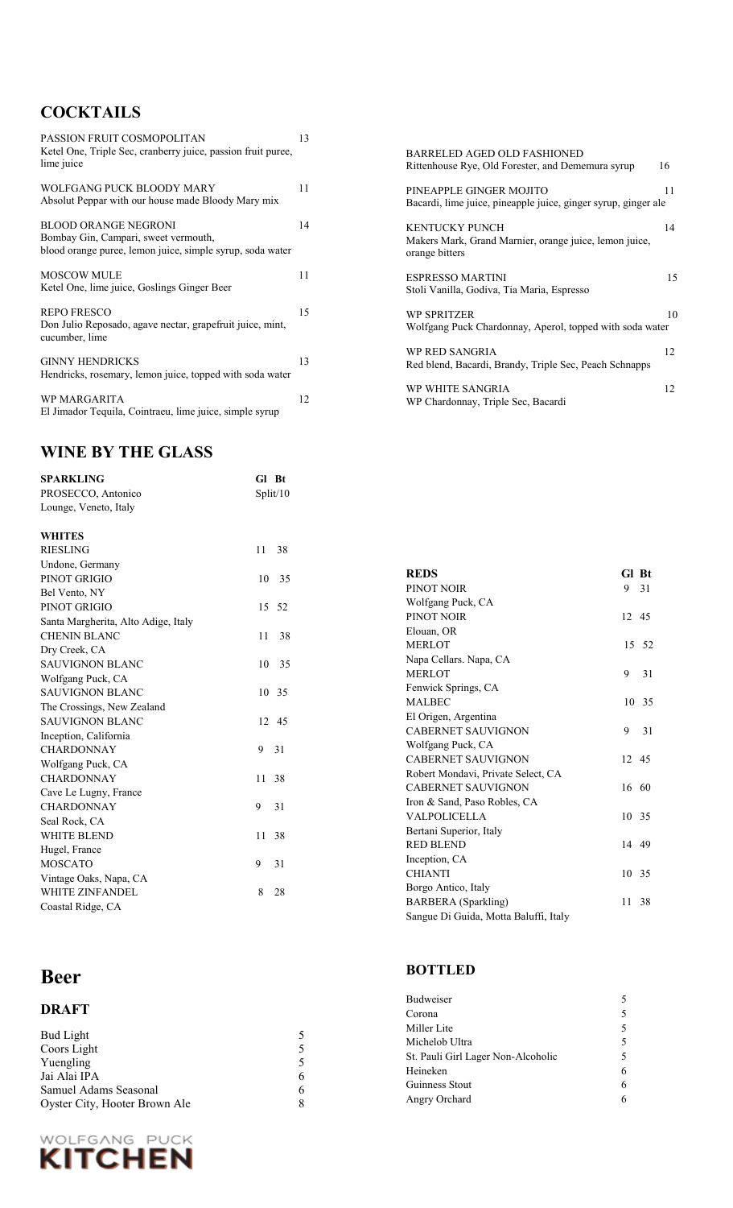## COCKTAILS

PASSION FRUIT COSMOPOLITAN 13
Ketel One, Triple Sec, cranberry juice, passion fruit puree, lime juice

WOLFGANG PUCK BLOODY MARY 11
Absolut Peppar with our house made Bloody Mary mix

BLOOD ORANGE NEGRONI 14
Bombay Gin, Campari, sweet vermouth, blood orange puree, lemon juice, simple syrup, soda water

MOSCOW MULE 11
Ketel One, lime juice, Goslings Ginger Beer

REPO FRESCO 15
Don Julio Reposado, agave nectar, grapefruit juice, mint, cucumber, lime

GINNY HENDRICKS 13
Hendricks, rosemary, lemon juice, topped with soda water

WP MARGARITA 12
El Jimador Tequila, Cointraeu, lime juice, simple syrup

BARRELED AGED OLD FASHIONED 16
Rittenhouse Rye, Old Forester, and Dememura syrup

PINEAPPLE GINGER MOJITO 11
Bacardi, lime juice, pineapple juice, ginger syrup, ginger ale

KENTUCKY PUNCH 14
Makers Mark, Grand Marnier, orange juice, lemon juice, orange bitters

ESPRESSO MARTINI 15
Stoli Vanilla, Godiva, Tia Maria, Espresso

WP SPRITZER 10
Wolfgang Puck Chardonnay, Aperol, topped with soda water

WP RED SANGRIA 12
Red blend, Bacardi, Brandy, Triple Sec, Peach Schnapps

WP WHITE SANGRIA 12
WP Chardonnay, Triple Sec, Bacardi

## WINE BY THE GLASS

| SPARKLING | Gl | Bt |
|---|---|---|
| PROSECCO, Antonico Lounge, Veneto, Italy | Split/10 | |

| WHITES | Gl | Bt |
|---|---|---|
| RIESLING Undone, Germany | 11 | 38 |
| PINOT GRIGIO Bel Vento, NY | 10 | 35 |
| PINOT GRIGIO Santa Margherita, Alto Adige, Italy | 15 | 52 |
| CHENIN BLANC Dry Creek, CA | 11 | 38 |
| SAUVIGNON BLANC Wolfgang Puck, CA | 10 | 35 |
| SAUVIGNON BLANC The Crossings, New Zealand | 10 | 35 |
| SAUVIGNON BLANC Inception, California | 12 | 45 |
| CHARDONNAY Wolfgang Puck, CA | 9 | 31 |
| CHARDONNAY Cave Le Lugny, France | 11 | 38 |
| CHARDONNAY Seal Rock, CA | 9 | 31 |
| WHITE BLEND Hugel, France | 11 | 38 |
| MOSCATO Vintage Oaks, Napa, CA | 9 | 31 |
| WHITE ZINFANDEL Coastal Ridge, CA | 8 | 28 |

| REDS | Gl | Bt |
|---|---|---|
| PINOT NOIR Wolfgang Puck, CA | 9 | 31 |
| PINOT NOIR Elouan, OR | 12 | 45 |
| MERLOT Napa Cellars. Napa, CA | 15 | 52 |
| MERLOT Fenwick Springs, CA | 9 | 31 |
| MALBEC El Origen, Argentina | 10 | 35 |
| CABERNET SAUVIGNON Wolfgang Puck, CA | 9 | 31 |
| CABERNET SAUVIGNON Robert Mondavi, Private Select, CA | 12 | 45 |
| CABERNET SAUVIGNON Iron & Sand, Paso Robles, CA | 16 | 60 |
| VALPOLICELLA Bertani Superior, Italy | 10 | 35 |
| RED BLEND Inception, CA | 14 | 49 |
| CHIANTI Borgo Antico, Italy | 10 | 35 |
| BARBERA (Sparkling) Sangue Di Guida, Motta Baluffi, Italy | 11 | 38 |

# Beer

### DRAFT

| | |
|---|---|
| Bud Light | 5 |
| Coors Light | 5 |
| Yuengling | 5 |
| Jai Alai IPA | 6 |
| Samuel Adams Seasonal | 6 |
| Oyster City, Hooter Brown Ale | 8 |

### BOTTLED

| | |
|---|---|
| Budweiser | 5 |
| Corona | 5 |
| Miller Lite | 5 |
| Michelob Ultra | 5 |
| St. Pauli Girl Lager Non-Alcoholic | 5 |
| Heineken | 6 |
| Guinness Stout | 6 |
| Angry Orchard | 6 |

WOLFGANG PUCK KITCHEN